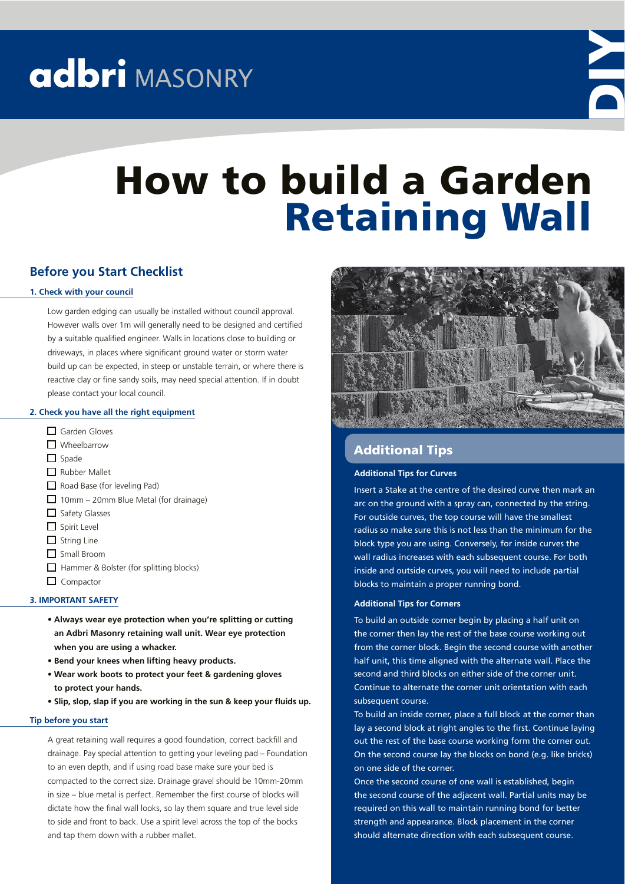adbri MASONRY

DIY

# How to build a Garden Retaining Wall

## Before you Start Checklist

### 1. Check with your council

Low garden edging can usually be installed without council approval. However walls over 1m will generally need to be designed and certified by a suitable qualified engineer. Walls in locations close to building or driveways, in places where significant ground water or storm water build up can be expected, in steep or unstable terrain, or where there is reactive clay or fine sandy soils, may need special attention. If in doubt please contact your local council.

### 2. Check you have all the right equipment

- [ ] Garden Gloves
- [ ] Wheelbarrow
- [ ] Spade
- [ ] Rubber Mallet
- [ ] Road Base (for leveling Pad)
- [ ] 10mm – 20mm Blue Metal (for drainage)
- [ ] Safety Glasses
- [ ] Spirit Level
- [ ] String Line
- [ ] Small Broom
- [ ] Hammer & Bolster (for splitting blocks)
- [ ] Compactor

### 3. IMPORTANT SAFETY

- **Always wear eye protection when you're splitting or cutting an Adbri Masonry retaining wall unit. Wear eye protection when you are using a whacker.**
- **Bend your knees when lifting heavy products.**
- **Wear work boots to protect your feet & gardening gloves to protect your hands.**
- **Slip, slop, slap if you are working in the sun & keep your fluids up.**

### Tip before you start

A great retaining wall requires a good foundation, correct backfill and drainage. Pay special attention to getting your leveling pad – Foundation to an even depth, and if using road base make sure your bed is compacted to the correct size. Drainage gravel should be 10mm-20mm in size – blue metal is perfect. Remember the first course of blocks will dictate how the final wall looks, so lay them square and true level side to side and front to back. Use a spirit level across the top of the bocks and tap them down with a rubber mallet.

## Additional Tips

### Additional Tips for Curves

Insert a Stake at the centre of the desired curve then mark an arc on the ground with a spray can, connected by the string. For outside curves, the top course will have the smallest radius so make sure this is not less than the minimum for the block type you are using. Conversely, for inside curves the wall radius increases with each subsequent course. For both inside and outside curves, you will need to include partial blocks to maintain a proper running bond.

### Additional Tips for Corners

To build an outside corner begin by placing a half unit on the corner then lay the rest of the base course working out from the corner block. Begin the second course with another half unit, this time aligned with the alternate wall. Place the second and third blocks on either side of the corner unit. Continue to alternate the corner unit orientation with each subsequent course.

To build an inside corner, place a full block at the corner than lay a second block at right angles to the first. Continue laying out the rest of the base course working form the corner out. On the second course lay the blocks on bond (e.g. like bricks) on one side of the corner.

Once the second course of one wall is established, begin the second course of the adjacent wall. Partial units may be required on this wall to maintain running bond for better strength and appearance. Block placement in the corner should alternate direction with each subsequent course.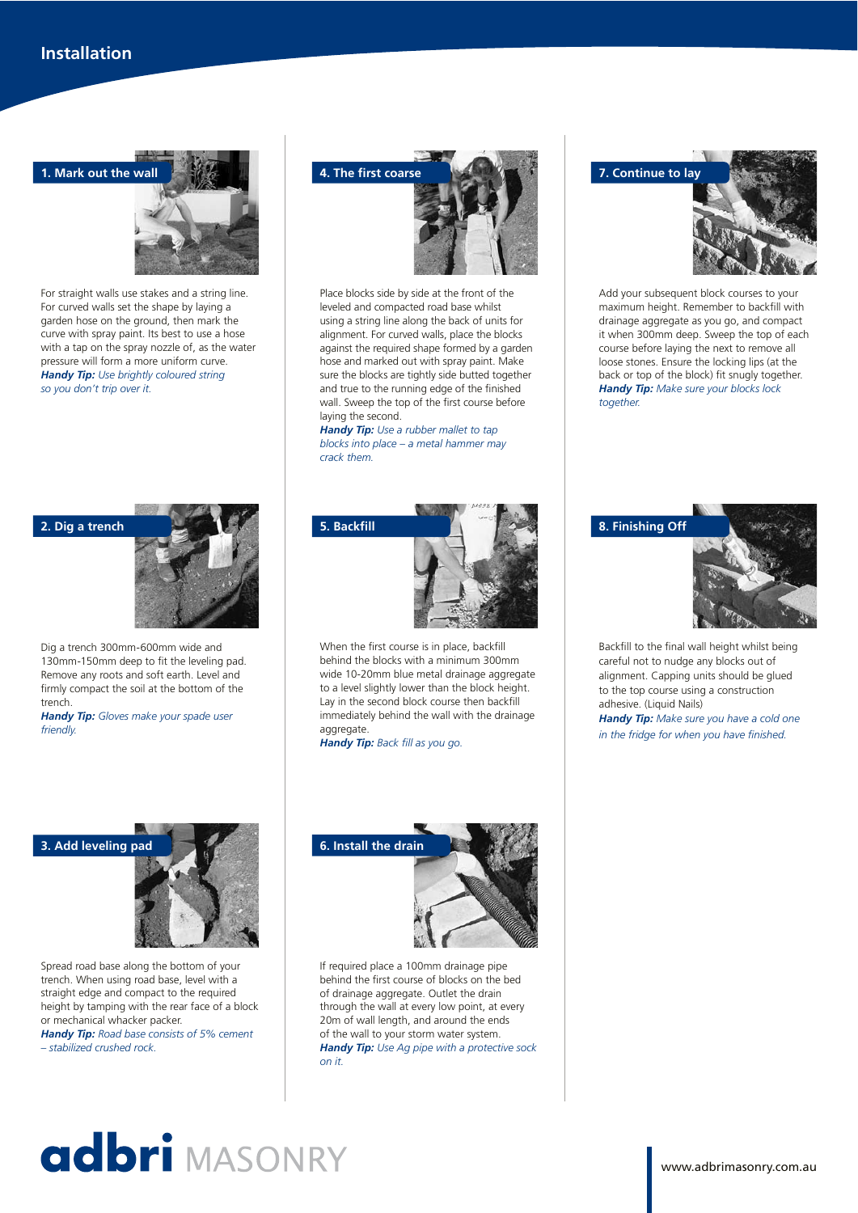# Installation

## 1. Mark out the wall

For straight walls use stakes and a string line. For curved walls set the shape by laying a garden hose on the ground, then mark the curve with spray paint. Its best to use a hose with a tap on the spray nozzle of, as the water pressure will form a more uniform curve.

***Handy Tip:*** *Use brightly coloured string so you don't trip over it.*

## 2. Dig a trench

Dig a trench 300mm-600mm wide and 130mm-150mm deep to fit the leveling pad. Remove any roots and soft earth. Level and firmly compact the soil at the bottom of the trench.

***Handy Tip:*** *Gloves make your spade user friendly.*

## 3. Add leveling pad

Spread road base along the bottom of your trench. When using road base, level with a straight edge and compact to the required height by tamping with the rear face of a block or mechanical whacker packer.

***Handy Tip:*** *Road base consists of 5% cement – stabilized crushed rock.*

## 4. The first coarse

Place blocks side by side at the front of the leveled and compacted road base whilst using a string line along the back of units for alignment. For curved walls, place the blocks against the required shape formed by a garden hose and marked out with spray paint. Make sure the blocks are tightly side butted together and true to the running edge of the finished wall. Sweep the top of the first course before laying the second.

***Handy Tip:*** *Use a rubber mallet to tap blocks into place – a metal hammer may crack them.*

## 5. Backfill

When the first course is in place, backfill behind the blocks with a minimum 300mm wide 10-20mm blue metal drainage aggregate to a level slightly lower than the block height. Lay in the second block course then backfill immediately behind the wall with the drainage aggregate.

***Handy Tip:*** *Back fill as you go.*

## 6. Install the drain

If required place a 100mm drainage pipe behind the first course of blocks on the bed of drainage aggregate. Outlet the drain through the wall at every low point, at every 20m of wall length, and around the ends of the wall to your storm water system.

***Handy Tip:*** *Use Ag pipe with a protective sock on it.*

## 7. Continue to lay

Add your subsequent block courses to your maximum height. Remember to backfill with drainage aggregate as you go, and compact it when 300mm deep. Sweep the top of each course before laying the next to remove all loose stones. Ensure the locking lips (at the back or top of the block) fit snugly together.

***Handy Tip:*** *Make sure your blocks lock together.*

## 8. Finishing Off

Backfill to the final wall height whilst being careful not to nudge any blocks out of alignment. Capping units should be glued to the top course using a construction adhesive. (Liquid Nails)

***Handy Tip:*** *Make sure you have a cold one in the fridge for when you have finished.*

adbri MASONRY

www.adbrimasonry.com.au